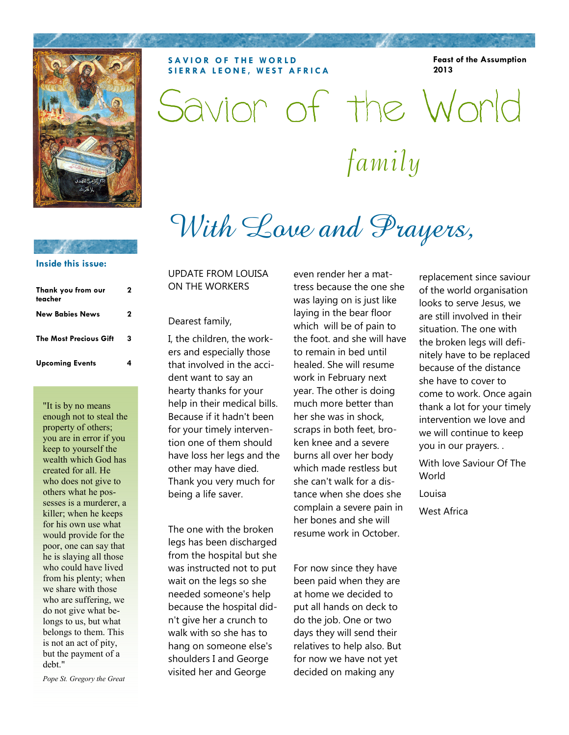SAVIOR OF THE WORLD
SIERRA LEONE, WEST AFRICA

**Feast of the Assumption 2013**

# Savior of the World

## *family*

## *With Love and Prayers,*

**Inside this issue:**

| | |
|---|---|
| **Thank you from our teacher** | **2** |
| **New Babies News** | **2** |
| **The Most Precious Gift** | **3** |
| **Upcoming Events** | **4** |

"It is by no means enough not to steal the property of others; you are in error if you keep to yourself the wealth which God has created for all. He who does not give to others what he possesses is a murderer, a killer; when he keeps for his own use what would provide for the poor, one can say that he is slaying all those who could have lived from his plenty; when we share with those who are suffering, we do not give what belongs to us, but what belongs to them. This is not an act of pity, but the payment of a debt."

*Pope St. Gregory the Great*

UPDATE FROM LOUISA ON THE WORKERS

Dearest family,

I, the children, the workers and especially those that involved in the accident want to say an hearty thanks for your help in their medical bills. Because if it hadn't been for your timely intervention one of them should have loss her legs and the other may have died. Thank you very much for being a life saver.

The one with the broken legs has been discharged from the hospital but she was instructed not to put wait on the legs so she needed someone's help because the hospital didn't give her a crunch to walk with so she has to hang on someone else's shoulders I and George visited her and George even render her a mattress because the one she was laying on is just like laying in the bear floor which will be of pain to the foot. and she will have to remain in bed until healed. She will resume work in February next year. The other is doing much more better than her she was in shock, scraps in both feet, broken knee and a severe burns all over her body which made restless but she can't walk for a distance when she does she complain a severe pain in her bones and she will resume work in October.

For now since they have been paid when they are at home we decided to put all hands on deck to do the job. One or two days they will send their relatives to help also. But for now we have not yet decided on making any replacement since saviour of the world organisation looks to serve Jesus, we are still involved in their situation. The one with the broken legs will definitely have to be replaced because of the distance she have to cover to come to work. Once again thank a lot for your timely intervention we love and we will continue to keep you in our prayers. .

With love Saviour Of The World

Louisa

West Africa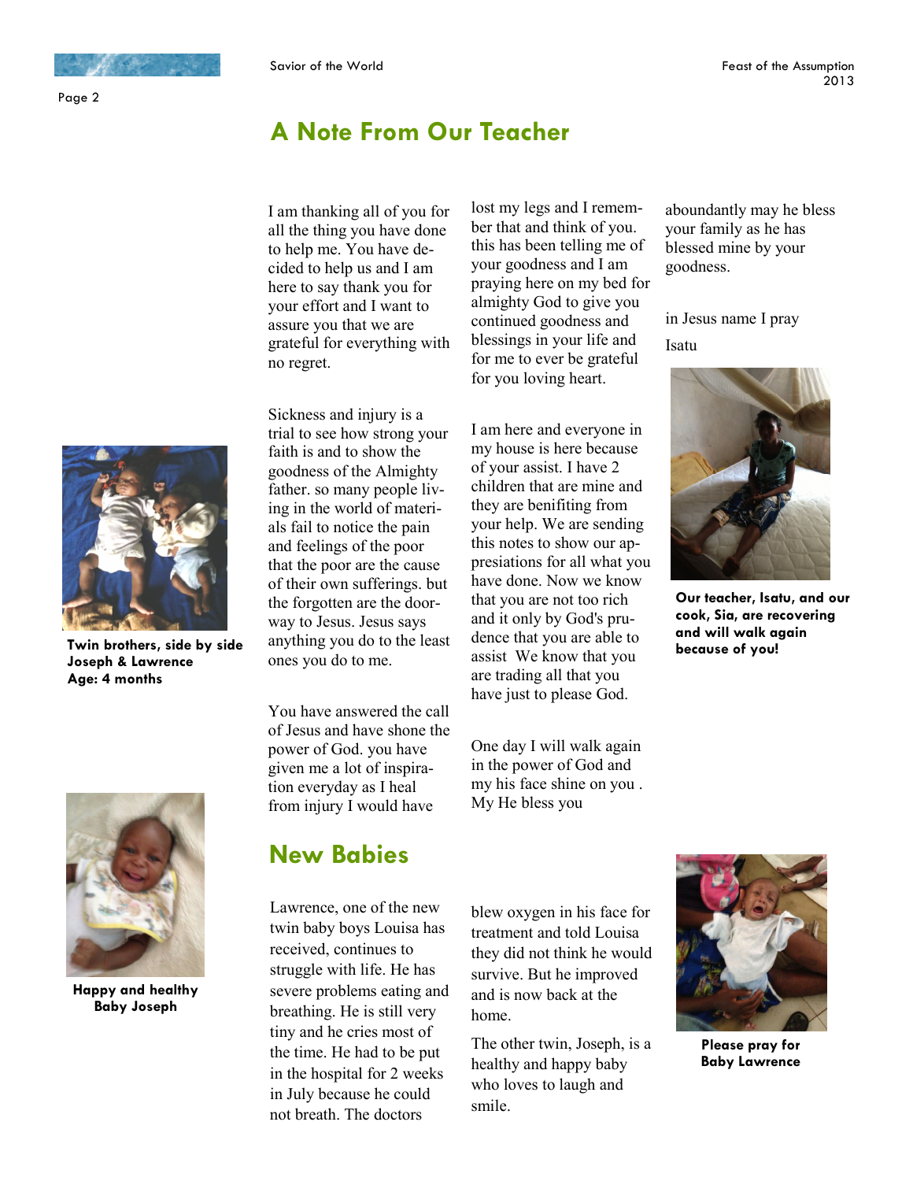## A Note From Our Teacher

I am thanking all of you for all the thing you have done to help me. You have decided to help us and I am here to say thank you for your effort and I want to assure you that we are grateful for everything with no regret.

Sickness and injury is a trial to see how strong your faith is and to show the goodness of the Almighty father. so many people living in the world of materials fail to notice the pain and feelings of the poor that the poor are the cause of their own sufferings. but the forgotten are the doorway to Jesus. Jesus says anything you do to the least ones you do to me.

You have answered the call of Jesus and have shone the power of God. you have given me a lot of inspiration everyday as I heal from injury I would have lost my legs and I remember that and think of you. this has been telling me of your goodness and I am praying here on my bed for almighty God to give you continued goodness and blessings in your life and for me to ever be grateful for you loving heart.

I am here and everyone in my house is here because of your assist. I have 2 children that are mine and they are benifiting from your help. We are sending this notes to show our appresiations for all what you have done. Now we know that you are not too rich and it only by God's prudence that you are able to assist We know that you are trading all that you have just to please God.

One day I will walk again in the power of God and my his face shine on you . My He bless you aboundantly may he bless your family as he has blessed mine by your goodness.

in Jesus name I pray

Isatu

**Our teacher, Isatu, and our cook, Sia, are recovering and will walk again because of you!**

**Twin brothers, side by side**
**Joseph & Lawrence**
**Age: 4 months**

## New Babies

Lawrence, one of the new twin baby boys Louisa has received, continues to struggle with life. He has severe problems eating and breathing. He is still very tiny and he cries most of the time. He had to be put in the hospital for 2 weeks in July because he could not breath. The doctors blew oxygen in his face for treatment and told Louisa they did not think he would survive. But he improved and is now back at the home.

The other twin, Joseph, is a healthy and happy baby who loves to laugh and smile.

**Happy and healthy Baby Joseph**

**Please pray for Baby Lawrence**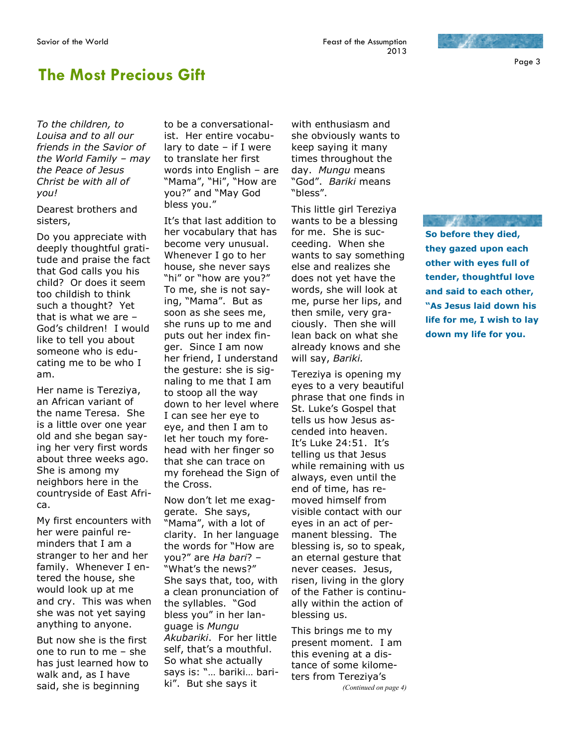# The Most Precious Gift

*To the children, to Louisa and to all our friends in the Savior of the World Family – may the Peace of Jesus Christ be with all of you!*

Dearest brothers and sisters,

Do you appreciate with deeply thoughtful gratitude and praise the fact that God calls you his child? Or does it seem too childish to think such a thought? Yet that is what we are – God's children! I would like to tell you about someone who is educating me to be who I am.

Her name is Tereziya, an African variant of the name Teresa. She is a little over one year old and she began saying her very first words about three weeks ago. She is among my neighbors here in the countryside of East Africa.

My first encounters with her were painful reminders that I am a stranger to her and her family. Whenever I entered the house, she would look up at me and cry. This was when she was not yet saying anything to anyone.

But now she is the first one to run to me – she has just learned how to walk and, as I have said, she is beginning to be a conversationalist. Her entire vocabulary to date – if I were to translate her first words into English – are "Mama", "Hi", "How are you?" and "May God bless you."

It's that last addition to her vocabulary that has become very unusual. Whenever I go to her house, she never says "hi" or "how are you?" To me, she is not saying, "Mama". But as soon as she sees me, she runs up to me and puts out her index finger. Since I am now her friend, I understand the gesture: she is signaling to me that I am to stoop all the way down to her level where I can see her eye to eye, and then I am to let her touch my forehead with her finger so that she can trace on my forehead the Sign of the Cross.

Now don't let me exaggerate. She says, "Mama", with a lot of clarity. In her language the words for "How are you?" are *Ha bari*? – "What's the news?" She says that, too, with a clean pronunciation of the syllables. "God bless you" in her language is *Mungu Akubariki*. For her little self, that's a mouthful. So what she actually says is: "… bariki… bariki". But she says it with enthusiasm and she obviously wants to keep saying it many times throughout the day. *Mungu* means "God". *Bariki* means "bless".

This little girl Tereziya wants to be a blessing for me. She is succeeding. When she wants to say something else and realizes she does not yet have the words, she will look at me, purse her lips, and then smile, very graciously. Then she will lean back on what she already knows and she will say, *Bariki.*

Tereziya is opening my eyes to a very beautiful phrase that one finds in St. Luke's Gospel that tells us how Jesus ascended into heaven. It's Luke 24:51. It's telling us that Jesus while remaining with us always, even until the end of time, has removed himself from visible contact with our eyes in an act of permanent blessing. The blessing is, so to speak, an eternal gesture that never ceases. Jesus, risen, living in the glory of the Father is continually within the action of blessing us.

This brings me to my present moment. I am this evening at a distance of some kilometers from Tereziya's

*(Continued on page 4)*

**So before they died, they gazed upon each other with eyes full of tender, thoughtful love and said to each other, "As Jesus laid down his life for me, I wish to lay down my life for you.**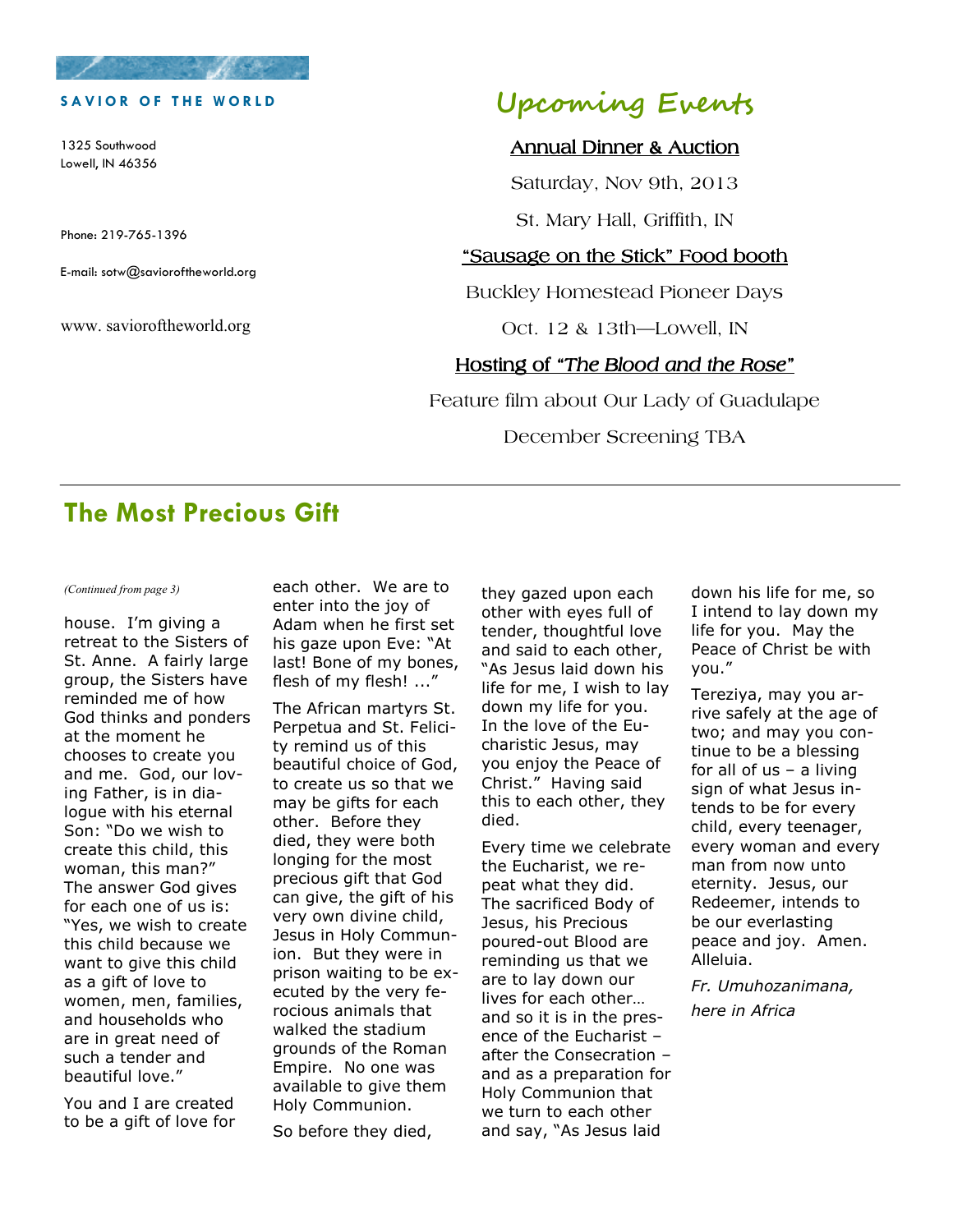SAVIOR OF THE WORLD

1325 Southwood
Lowell, IN 46356

Phone: 219-765-1396

E-mail: sotw@savioroftheworld.org

www. savioroftheworld.org

# Upcoming Events

**Annual Dinner & Auction**

Saturday, Nov 9th, 2013

St. Mary Hall, Griffith, IN

**"Sausage on the Stick" Food booth**

Buckley Homestead Pioneer Days

Oct. 12 & 13th—Lowell, IN

**Hosting of *"The Blood and the Rose"***

Feature film about Our Lady of Guadulape

December Screening TBA

## The Most Precious Gift

*(Continued from page 3)*

house. I'm giving a retreat to the Sisters of St. Anne. A fairly large group, the Sisters have reminded me of how God thinks and ponders at the moment he chooses to create you and me. God, our loving Father, is in dialogue with his eternal Son: "Do we wish to create this child, this woman, this man?" The answer God gives for each one of us is: "Yes, we wish to create this child because we want to give this child as a gift of love to women, men, families, and households who are in great need of such a tender and beautiful love."

You and I are created to be a gift of love for each other. We are to enter into the joy of Adam when he first set his gaze upon Eve: "At last! Bone of my bones, flesh of my flesh! ..."

The African martyrs St. Perpetua and St. Felicity remind us of this beautiful choice of God, to create us so that we may be gifts for each other. Before they died, they were both longing for the most precious gift that God can give, the gift of his very own divine child, Jesus in Holy Communion. But they were in prison waiting to be executed by the very ferocious animals that walked the stadium grounds of the Roman Empire. No one was available to give them Holy Communion.

So before they died, they gazed upon each other with eyes full of tender, thoughtful love and said to each other, "As Jesus laid down his life for me, I wish to lay down my life for you. In the love of the Eucharistic Jesus, may you enjoy the Peace of Christ." Having said this to each other, they died.

Every time we celebrate the Eucharist, we repeat what they did. The sacrificed Body of Jesus, his Precious poured-out Blood are reminding us that we are to lay down our lives for each other… and so it is in the presence of the Eucharist – after the Consecration – and as a preparation for Holy Communion that we turn to each other and say, "As Jesus laid down his life for me, so I intend to lay down my life for you. May the Peace of Christ be with you."

Tereziya, may you arrive safely at the age of two; and may you continue to be a blessing for all of us – a living sign of what Jesus intends to be for every child, every teenager, every woman and every man from now unto eternity. Jesus, our Redeemer, intends to be our everlasting peace and joy. Amen. Alleluia.

*Fr. Umuhozanimana,*

*here in Africa*